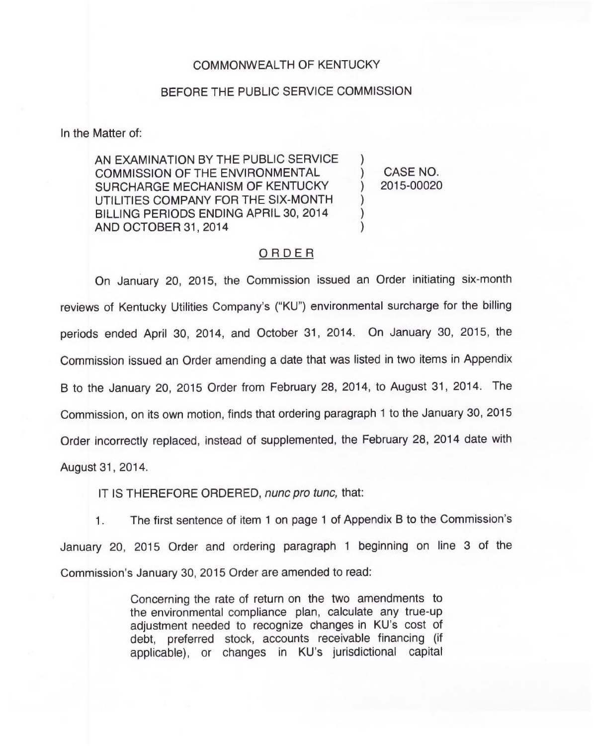COMMONWEALTH OF KENTUCKY

BEFORE THE PUBLIC SERVICE COMMISSION

In the Matter of:

| | | |
|---|---|---|
| AN EXAMINATION BY THE PUBLIC SERVICE COMMISSION OF THE ENVIRONMENTAL SURCHARGE MECHANISM OF KENTUCKY UTILITIES COMPANY FOR THE SIX-MONTH BILLING PERIODS ENDING APRIL 30, 2014 AND OCTOBER 31, 2014 | ) ) ) ) ) ) | CASE NO. 2015-00020 |

## ORDER

On January 20, 2015, the Commission issued an Order initiating six-month reviews of Kentucky Utilities Company's ("KU") environmental surcharge for the billing periods ended April 30, 2014, and October 31, 2014. On January 30, 2015, the Commission issued an Order amending a date that was listed in two items in Appendix B to the January 20, 2015 Order from February 28, 2014, to August 31, 2014. The Commission, on its own motion, finds that ordering paragraph 1 to the January 30, 2015 Order incorrectly replaced, instead of supplemented, the February 28, 2014 date with August 31, 2014.

IT IS THEREFORE ORDERED, *nunc pro tunc,* that:

1. The first sentence of item 1 on page 1 of Appendix B to the Commission's January 20, 2015 Order and ordering paragraph 1 beginning on line 3 of the Commission's January 30, 2015 Order are amended to read:

> Concerning the rate of return on the two amendments to the environmental compliance plan, calculate any true-up adjustment needed to recognize changes in KU's cost of debt, preferred stock, accounts receivable financing (if applicable), or changes in KU's jurisdictional capital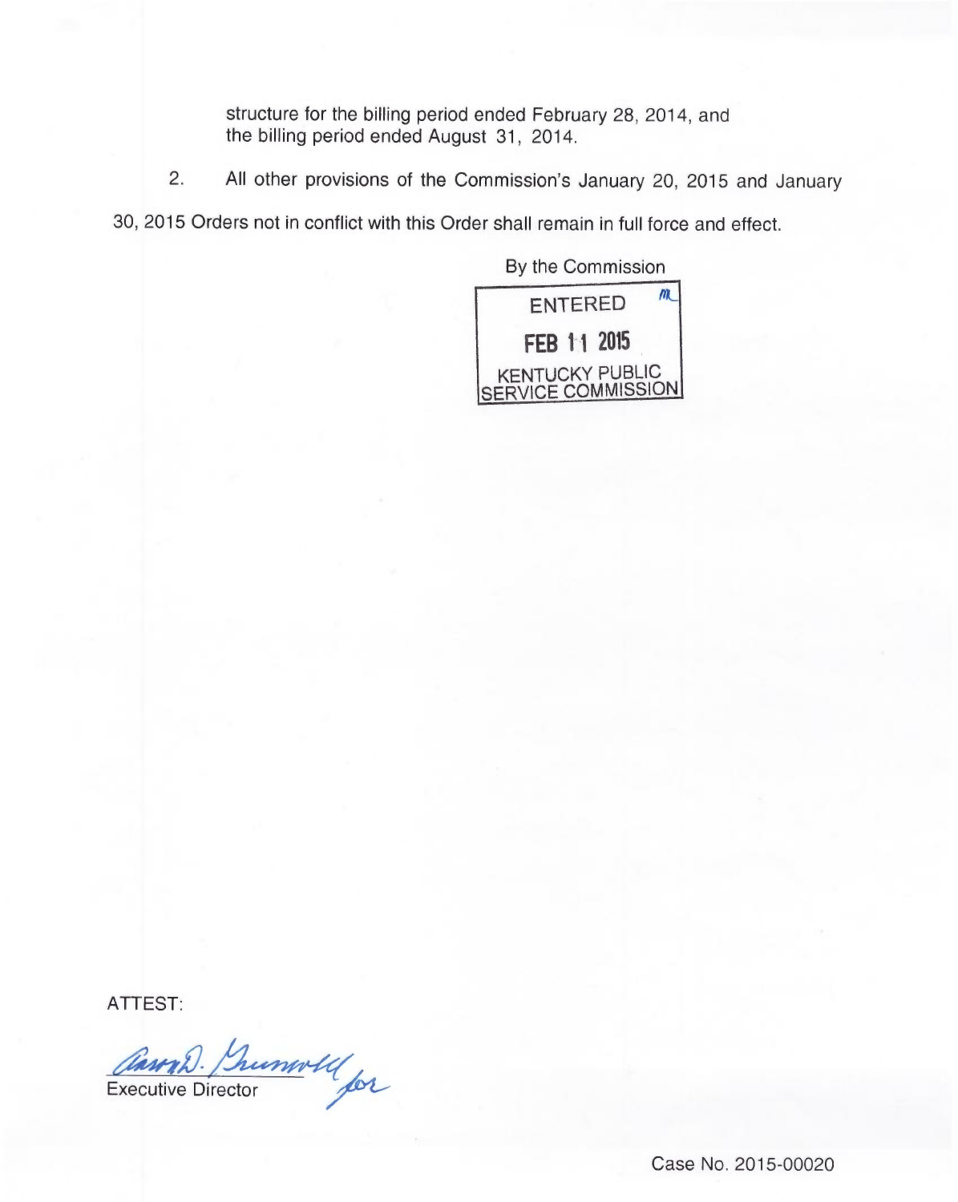structure for the billing period ended February 28, 2014, and the billing period ended August 31, 2014.

2. All other provisions of the Commission's January 20, 2015 and January 30, 2015 Orders not in conflict with this Order shall remain in full force and effect.

By the Commission

ENTERED

FEB 11 2015

KENTUCKY PUBLIC SERVICE COMMISSION

ATTEST:

Executive Director

Case No. 2015-00020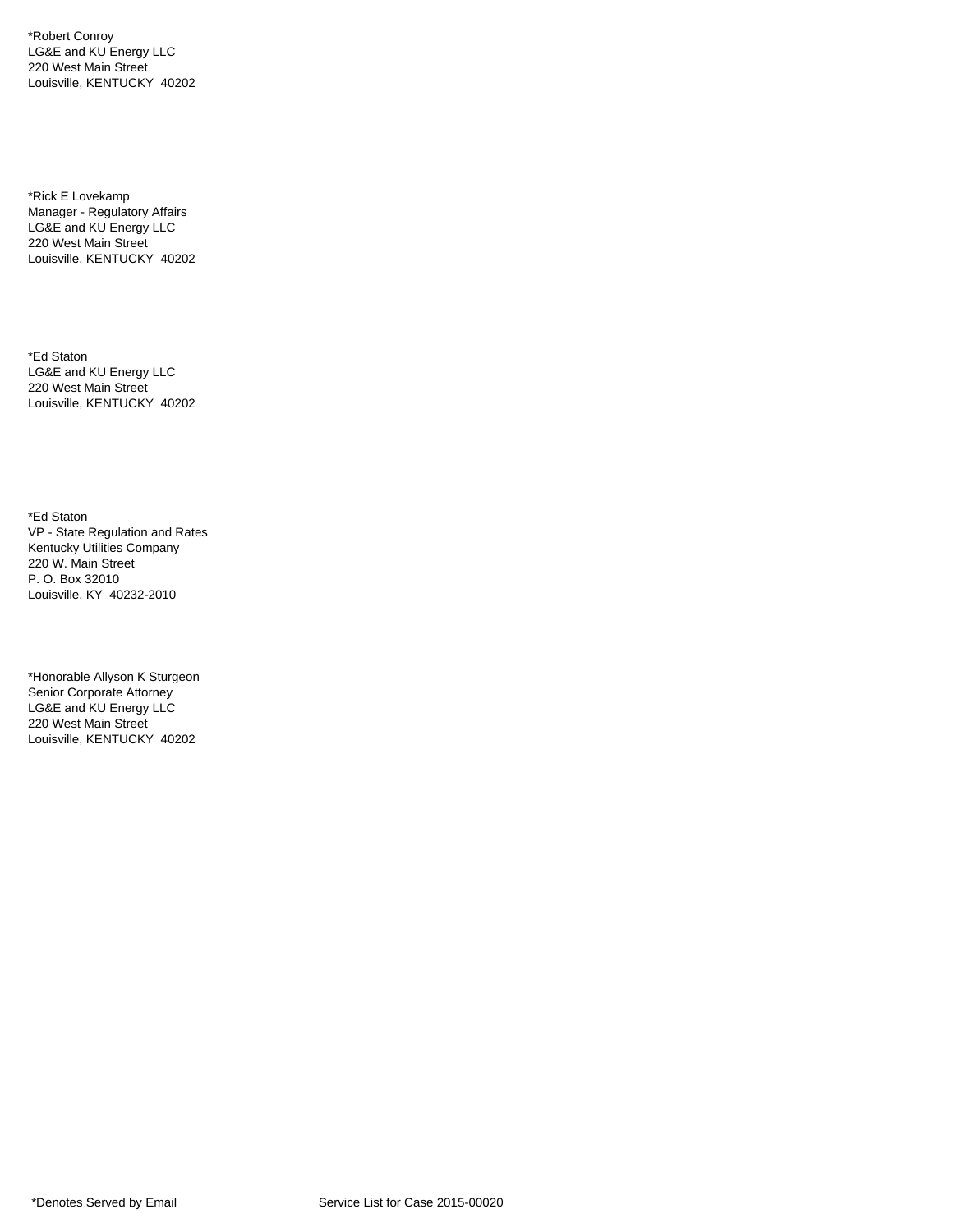*Robert Conroy
LG&E and KU Energy LLC
220 West Main Street
Louisville, KENTUCKY  40202

*Rick E Lovekamp
Manager - Regulatory Affairs
LG&E and KU Energy LLC
220 West Main Street
Louisville, KENTUCKY  40202

*Ed Staton
LG&E and KU Energy LLC
220 West Main Street
Louisville, KENTUCKY  40202

*Ed Staton
VP - State Regulation and Rates
Kentucky Utilities Company
220 W. Main Street
P. O. Box 32010
Louisville, KY  40232-2010

*Honorable Allyson K Sturgeon
Senior Corporate Attorney
LG&E and KU Energy LLC
220 West Main Street
Louisville, KENTUCKY  40202

*Denotes Served by Email

Service List for Case 2015-00020